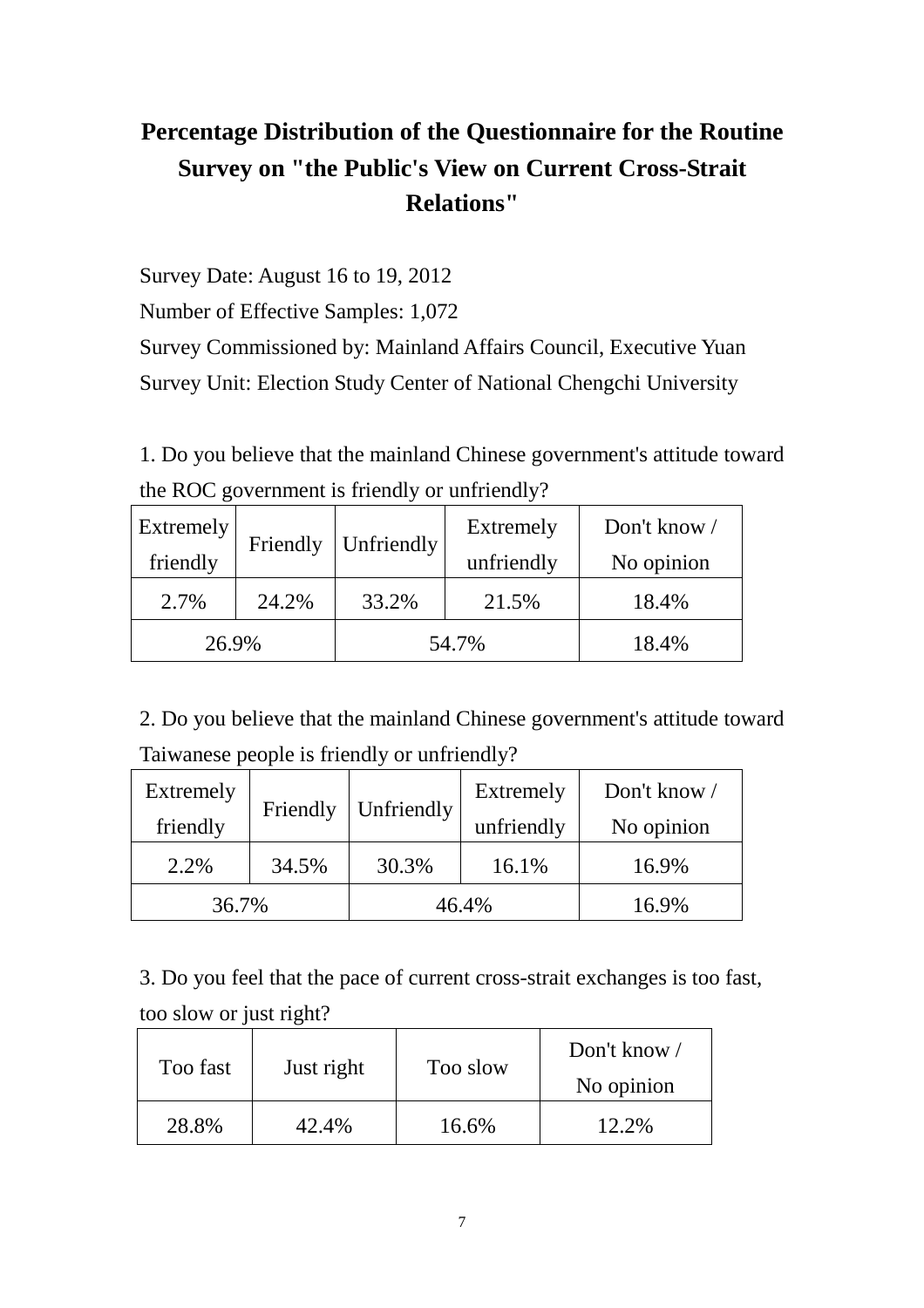# Percentage Distribution of the Questionnaire for the Routine Survey on "the Public's View on Current Cross-Strait Relations"

Survey Date: August 16 to 19, 2012

Number of Effective Samples: 1,072

Survey Commissioned by: Mainland Affairs Council, Executive Yuan

Survey Unit: Election Study Center of National Chengchi University

1. Do you believe that the mainland Chinese government's attitude toward the ROC government is friendly or unfriendly?

| Extremely friendly | Friendly | Unfriendly | Extremely unfriendly | Don't know / No opinion |
|---|---|---|---|---|
| 2.7% | 24.2% | 33.2% | 21.5% | 18.4% |
| 26.9% | | 54.7% | | 18.4% |

2. Do you believe that the mainland Chinese government's attitude toward Taiwanese people is friendly or unfriendly?

| Extremely friendly | Friendly | Unfriendly | Extremely unfriendly | Don't know / No opinion |
|---|---|---|---|---|
| 2.2% | 34.5% | 30.3% | 16.1% | 16.9% |
| 36.7% | | 46.4% | | 16.9% |

3. Do you feel that the pace of current cross-strait exchanges is too fast, too slow or just right?

| Too fast | Just right | Too slow | Don't know / No opinion |
|---|---|---|---|
| 28.8% | 42.4% | 16.6% | 12.2% |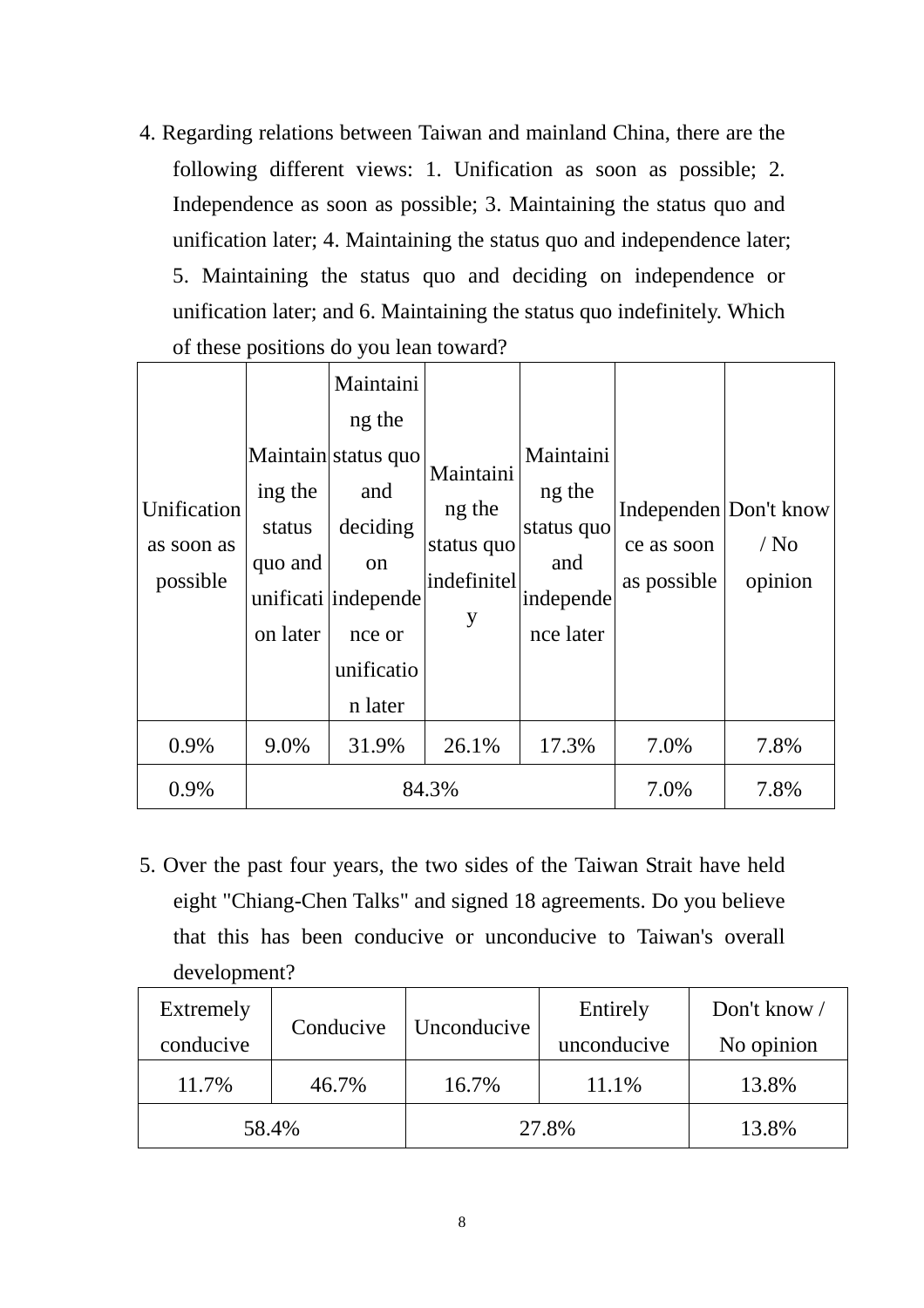4. Regarding relations between Taiwan and mainland China, there are the following different views: 1. Unification as soon as possible; 2. Independence as soon as possible; 3. Maintaining the status quo and unification later; 4. Maintaining the status quo and independence later; 5. Maintaining the status quo and deciding on independence or unification later; and 6. Maintaining the status quo indefinitely. Which of these positions do you lean toward?

| Unification as soon as possible | Maintaining the status quo and unification later | Maintaining the status quo and deciding on independence or unification later | Maintaining the status quo indefinitely | Maintaining the status quo and independence later | Independence as soon as possible | Don't know / No opinion |
|---|---|---|---|---|---|---|
| 0.9% | 9.0% | 31.9% | 26.1% | 17.3% | 7.0% | 7.8% |
| 0.9% | 84.3% | | | | 7.0% | 7.8% |

5. Over the past four years, the two sides of the Taiwan Strait have held eight "Chiang-Chen Talks" and signed 18 agreements. Do you believe that this has been conducive or unconducive to Taiwan's overall development?

| Extremely conducive | Conducive | Unconducive | Entirely unconducive | Don't know / No opinion |
|---|---|---|---|---|
| 11.7% | 46.7% | 16.7% | 11.1% | 13.8% |
| 58.4% | | 27.8% | | 13.8% |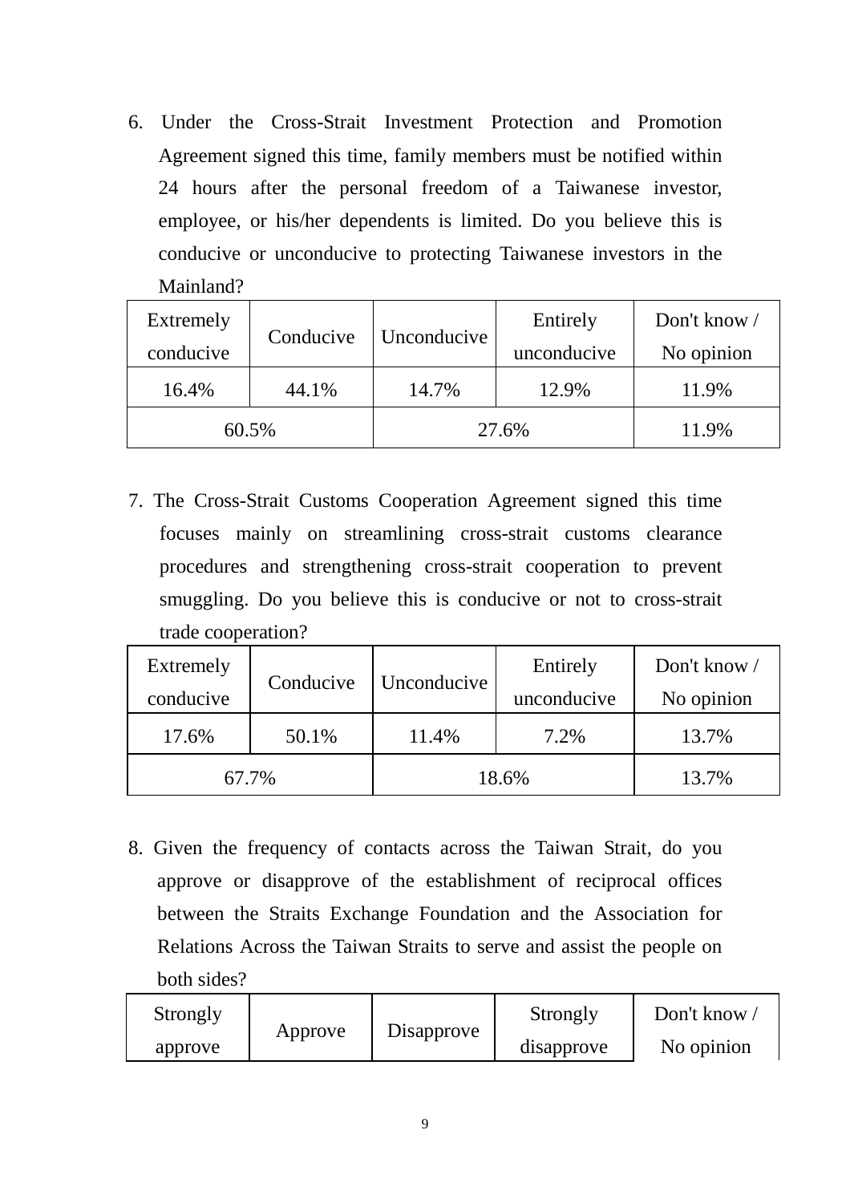6. Under the Cross-Strait Investment Protection and Promotion Agreement signed this time, family members must be notified within 24 hours after the personal freedom of a Taiwanese investor, employee, or his/her dependents is limited. Do you believe this is conducive or unconducive to protecting Taiwanese investors in the Mainland?

| Extremely conducive | Conducive | Unconducive | Entirely unconducive | Don't know / No opinion |
|---|---|---|---|---|
| 16.4% | 44.1% | 14.7% | 12.9% | 11.9% |
| 60.5% | | 27.6% | | 11.9% |

7. The Cross-Strait Customs Cooperation Agreement signed this time focuses mainly on streamlining cross-strait customs clearance procedures and strengthening cross-strait cooperation to prevent smuggling. Do you believe this is conducive or not to cross-strait trade cooperation?

| Extremely conducive | Conducive | Unconducive | Entirely unconducive | Don't know / No opinion |
|---|---|---|---|---|
| 17.6% | 50.1% | 11.4% | 7.2% | 13.7% |
| 67.7% | | 18.6% | | 13.7% |

8. Given the frequency of contacts across the Taiwan Strait, do you approve or disapprove of the establishment of reciprocal offices between the Straits Exchange Foundation and the Association for Relations Across the Taiwan Straits to serve and assist the people on both sides?

| Strongly approve | Approve | Disapprove | Strongly disapprove | Don't know / No opinion |
|---|---|---|---|---|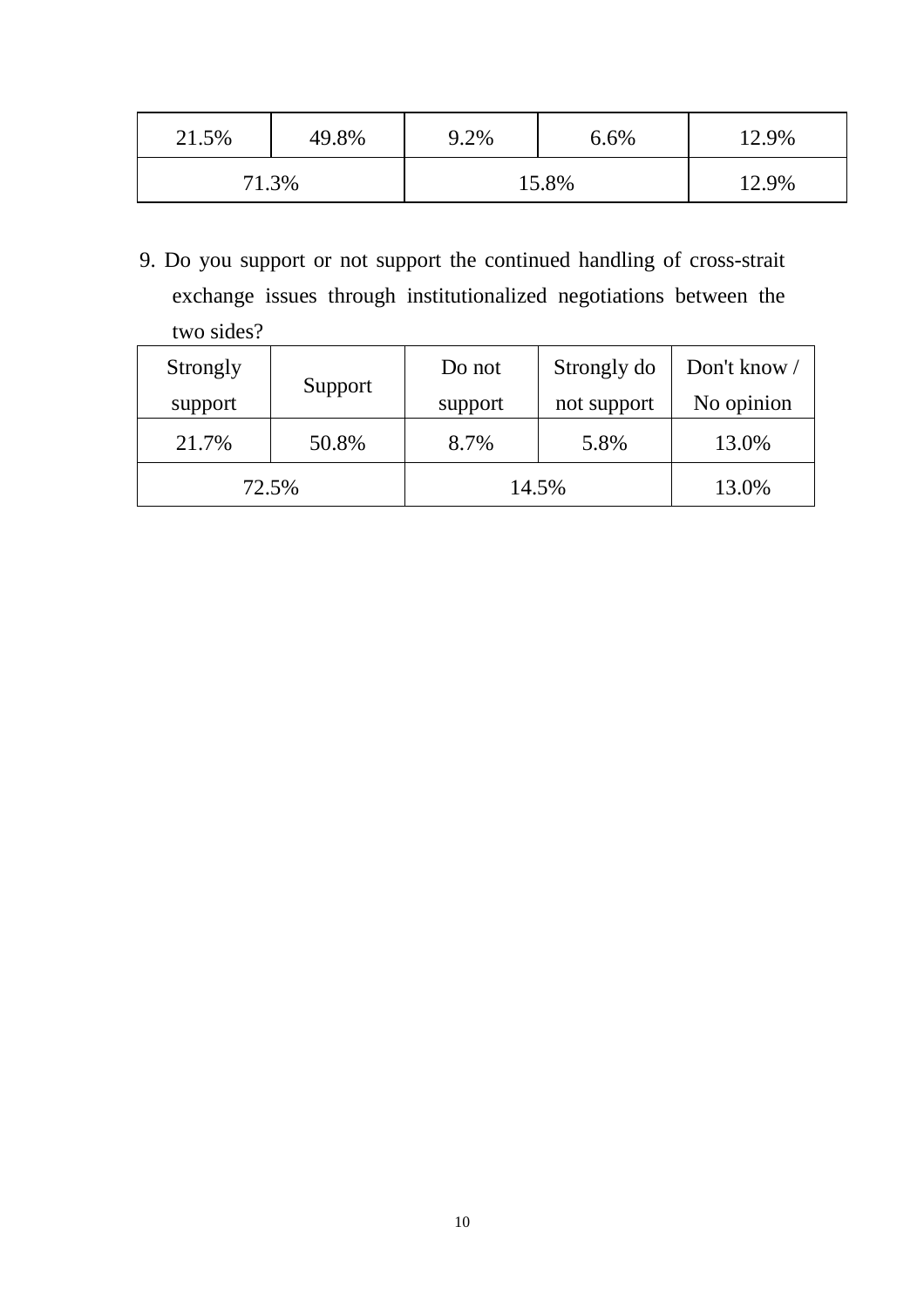| | | | | |
|---|---|---|---|---|
| 21.5% | 49.8% | 9.2% | 6.6% | 12.9% |
| 71.3% | | 15.8% | | 12.9% |

9. Do you support or not support the continued handling of cross-strait exchange issues through institutionalized negotiations between the two sides?

| Strongly support | Support | Do not support | Strongly do not support | Don't know / No opinion |
|---|---|---|---|---|
| 21.7% | 50.8% | 8.7% | 5.8% | 13.0% |
| 72.5% | | 14.5% | | 13.0% |